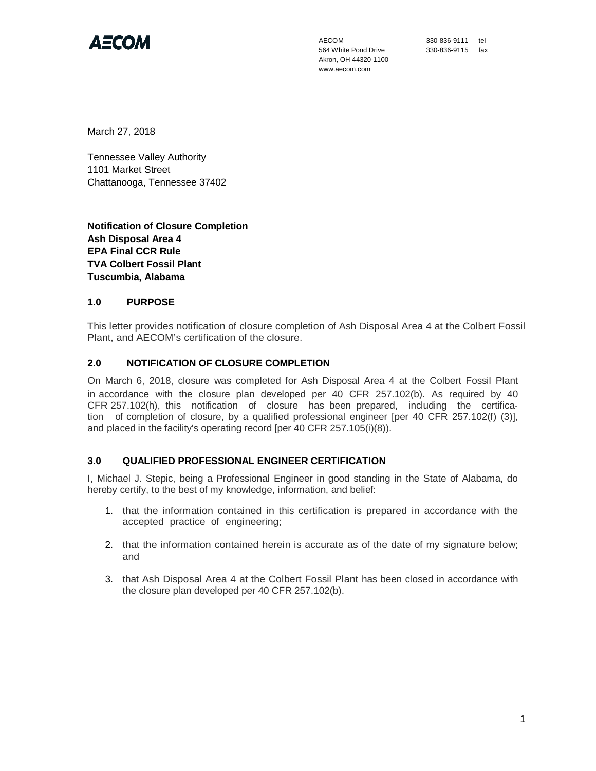**AECOM**

AECOM
564 White Pond Drive
Akron, OH 44320-1100
www.aecom.com

330-836-9111 tel
330-836-9115 fax

March 27, 2018

Tennessee Valley Authority
1101 Market Street
Chattanooga, Tennessee 37402

**Notification of Closure Completion**
**Ash Disposal Area 4**
**EPA Final CCR Rule**
**TVA Colbert Fossil Plant**
**Tuscumbia, Alabama**

## 1.0 PURPOSE

This letter provides notification of closure completion of Ash Disposal Area 4 at the Colbert Fossil Plant, and AECOM's certification of the closure.

## 2.0 NOTIFICATION OF CLOSURE COMPLETION

On March 6, 2018, closure was completed for Ash Disposal Area 4 at the Colbert Fossil Plant in accordance with the closure plan developed per 40 CFR 257.102(b). As required by 40 CFR 257.102(h), this notification of closure has been prepared, including the certification of completion of closure, by a qualified professional engineer [per 40 CFR 257.102(f) (3)], and placed in the facility's operating record [per 40 CFR 257.105(i)(8)).

## 3.0 QUALIFIED PROFESSIONAL ENGINEER CERTIFICATION

I, Michael J. Stepic, being a Professional Engineer in good standing in the State of Alabama, do hereby certify, to the best of my knowledge, information, and belief:

1. that the information contained in this certification is prepared in accordance with the accepted practice of engineering;

2. that the information contained herein is accurate as of the date of my signature below; and

3. that Ash Disposal Area 4 at the Colbert Fossil Plant has been closed in accordance with the closure plan developed per 40 CFR 257.102(b).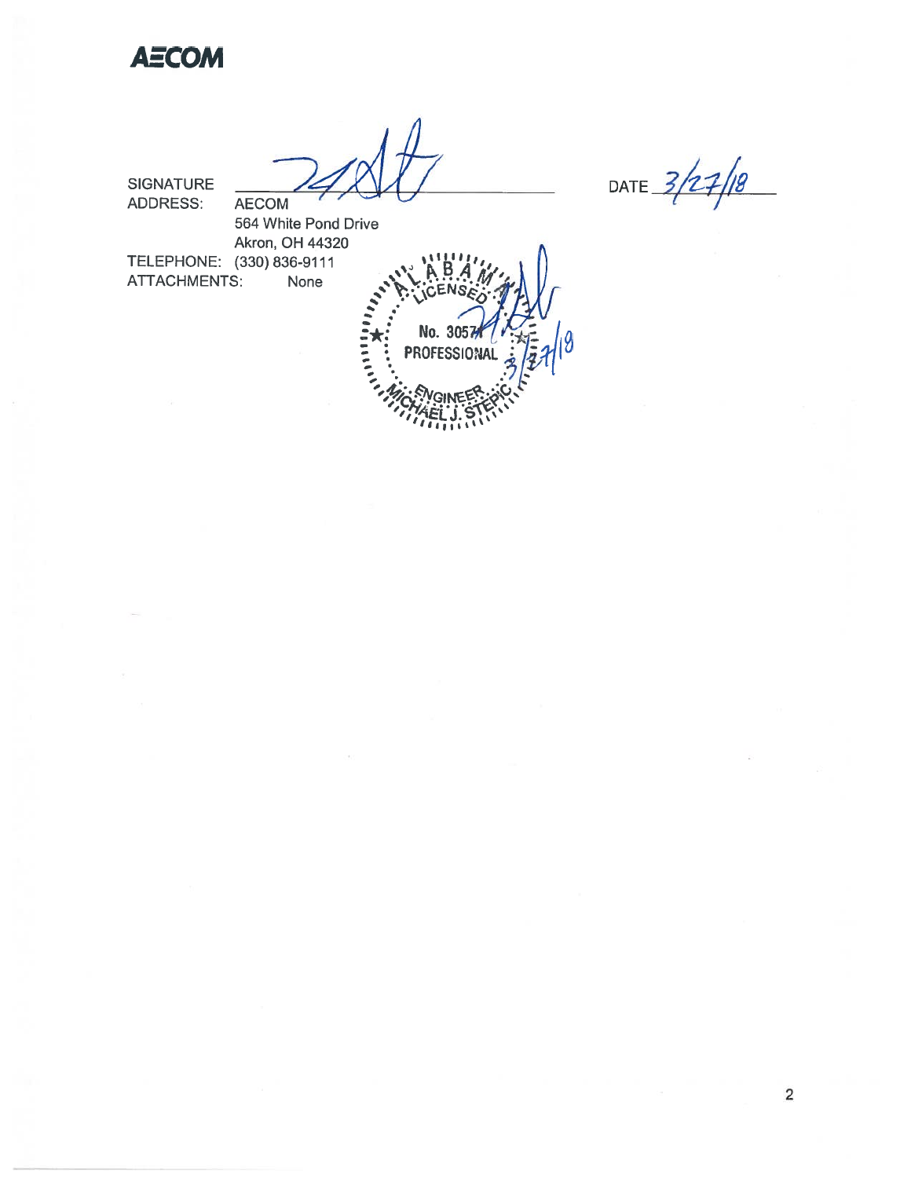**AECOM**

SIGNATURE ______________________ DATE 3/27/18

ADDRESS: AECOM
564 White Pond Drive
Akron, OH 44320

TELEPHONE: (330) 836-9111

ATTACHMENTS: None

ALABAMA LICENSED No. 30574 PROFESSIONAL ENGINEER MICHAEL J. STEPIC 3/27/18